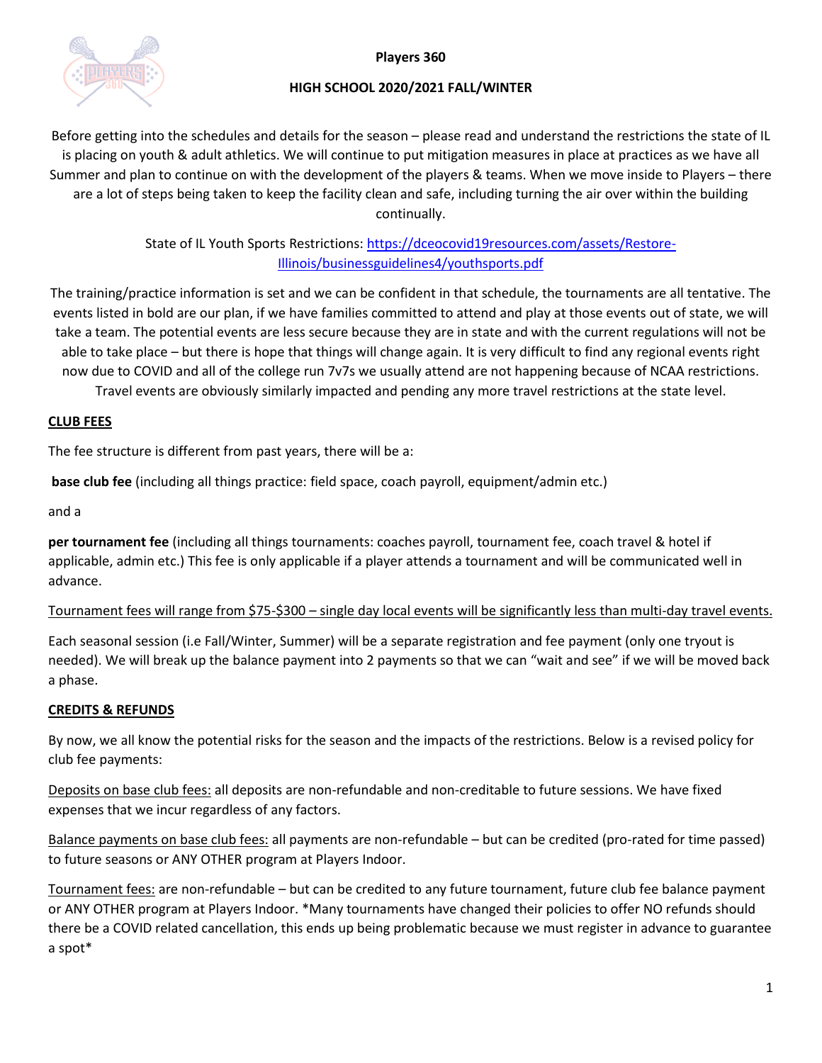# Players 360

## HIGH SCHOOL 2020/2021 FALL/WINTER

Before getting into the schedules and details for the season – please read and understand the restrictions the state of IL is placing on youth & adult athletics. We will continue to put mitigation measures in place at practices as we have all Summer and plan to continue on with the development of the players & teams. When we move inside to Players – there are a lot of steps being taken to keep the facility clean and safe, including turning the air over within the building continually.

State of IL Youth Sports Restrictions: [https://dceocovid19resources.com/assets/Restore-Illinois/businessguidelines4/youthsports.pdf](https://dceocovid19resources.com/assets/Restore-Illinois/businessguidelines4/youthsports.pdf)

The training/practice information is set and we can be confident in that schedule, the tournaments are all tentative. The events listed in bold are our plan, if we have families committed to attend and play at those events out of state, we will take a team. The potential events are less secure because they are in state and with the current regulations will not be able to take place – but there is hope that things will change again. It is very difficult to find any regional events right now due to COVID and all of the college run 7v7s we usually attend are not happening because of NCAA restrictions. Travel events are obviously similarly impacted and pending any more travel restrictions at the state level.

### CLUB FEES

The fee structure is different from past years, there will be a:

**base club fee** (including all things practice: field space, coach payroll, equipment/admin etc.)

and a

**per tournament fee** (including all things tournaments: coaches payroll, tournament fee, coach travel & hotel if applicable, admin etc.) This fee is only applicable if a player attends a tournament and will be communicated well in advance.

Tournament fees will range from $75-$300 – single day local events will be significantly less than multi-day travel events.

Each seasonal session (i.e Fall/Winter, Summer) will be a separate registration and fee payment (only one tryout is needed). We will break up the balance payment into 2 payments so that we can "wait and see" if we will be moved back a phase.

### CREDITS & REFUNDS

By now, we all know the potential risks for the season and the impacts of the restrictions. Below is a revised policy for club fee payments:

Deposits on base club fees: all deposits are non-refundable and non-creditable to future sessions. We have fixed expenses that we incur regardless of any factors.

Balance payments on base club fees: all payments are non-refundable – but can be credited (pro-rated for time passed) to future seasons or ANY OTHER program at Players Indoor.

Tournament fees: are non-refundable – but can be credited to any future tournament, future club fee balance payment or ANY OTHER program at Players Indoor. *Many tournaments have changed their policies to offer NO refunds should there be a COVID related cancellation, this ends up being problematic because we must register in advance to guarantee a spot*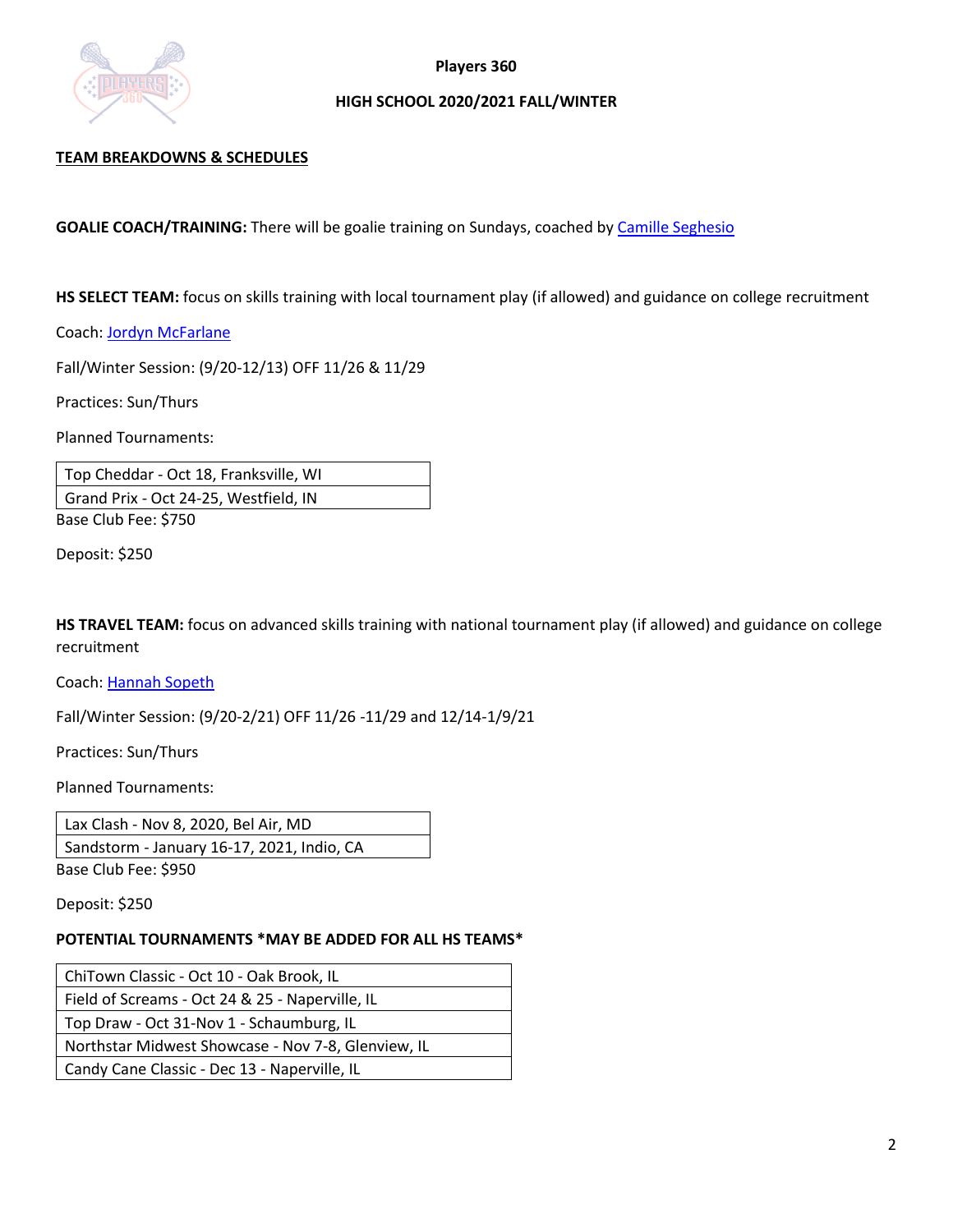**Players 360**

**HIGH SCHOOL 2020/2021 FALL/WINTER**

**TEAM BREAKDOWNS & SCHEDULES**

**GOALIE COACH/TRAINING:** There will be goalie training on Sundays, coached by Camille Seghesio

**HS SELECT TEAM:** focus on skills training with local tournament play (if allowed) and guidance on college recruitment

Coach: Jordyn McFarlane

Fall/Winter Session: (9/20-12/13) OFF 11/26 & 11/29

Practices: Sun/Thurs

Planned Tournaments:

| |
|---|
| Top Cheddar - Oct 18, Franksville, WI |
| Grand Prix - Oct 24-25, Westfield, IN |

Base Club Fee: $750

Deposit: $250

**HS TRAVEL TEAM:** focus on advanced skills training with national tournament play (if allowed) and guidance on college recruitment

Coach: Hannah Sopeth

Fall/Winter Session: (9/20-2/21) OFF 11/26 -11/29 and 12/14-1/9/21

Practices: Sun/Thurs

Planned Tournaments:

| |
|---|
| Lax Clash - Nov 8, 2020, Bel Air, MD |
| Sandstorm - January 16-17, 2021, Indio, CA |

Base Club Fee: $950

Deposit: $250

**POTENTIAL TOURNAMENTS *MAY BE ADDED FOR ALL HS TEAMS***

| |
|---|
| ChiTown Classic - Oct 10 - Oak Brook, IL |
| Field of Screams - Oct 24 & 25 - Naperville, IL |
| Top Draw - Oct 31-Nov 1 - Schaumburg, IL |
| Northstar Midwest Showcase - Nov 7-8, Glenview, IL |
| Candy Cane Classic - Dec 13 - Naperville, IL |